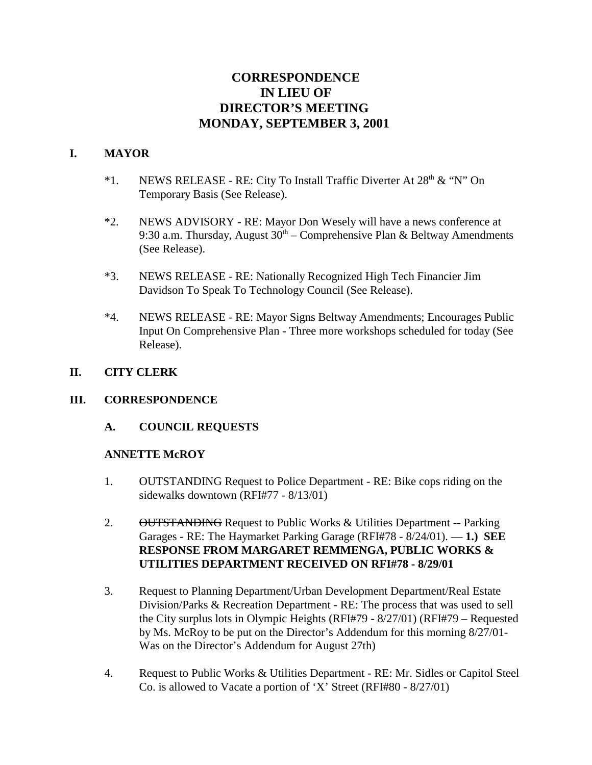# CORRESPONDENCE
# IN LIEU OF
# DIRECTOR'S MEETING
# MONDAY, SEPTEMBER 3, 2001

## I. MAYOR

*1. NEWS RELEASE - RE: City To Install Traffic Diverter At 28th & "N" On Temporary Basis (See Release).

*2. NEWS ADVISORY - RE: Mayor Don Wesely will have a news conference at 9:30 a.m. Thursday, August 30th – Comprehensive Plan & Beltway Amendments (See Release).

*3. NEWS RELEASE - RE: Nationally Recognized High Tech Financier Jim Davidson To Speak To Technology Council (See Release).

*4. NEWS RELEASE - RE: Mayor Signs Beltway Amendments; Encourages Public Input On Comprehensive Plan - Three more workshops scheduled for today (See Release).

## II. CITY CLERK

## III. CORRESPONDENCE

### A. COUNCIL REQUESTS

**ANNETTE McROY**

1. OUTSTANDING Request to Police Department - RE: Bike cops riding on the sidewalks downtown (RFI#77 - 8/13/01)

2. ~~OUTSTANDING~~ Request to Public Works & Utilities Department -- Parking Garages - RE: The Haymarket Parking Garage (RFI#78 - 8/24/01). — **1.) SEE RESPONSE FROM MARGARET REMMENGA, PUBLIC WORKS & UTILITIES DEPARTMENT RECEIVED ON RFI#78 - 8/29/01**

3. Request to Planning Department/Urban Development Department/Real Estate Division/Parks & Recreation Department - RE: The process that was used to sell the City surplus lots in Olympic Heights (RFI#79 - 8/27/01) (RFI#79 – Requested by Ms. McRoy to be put on the Director's Addendum for this morning 8/27/01- Was on the Director's Addendum for August 27th)

4. Request to Public Works & Utilities Department - RE: Mr. Sidles or Capitol Steel Co. is allowed to Vacate a portion of 'X' Street (RFI#80 - 8/27/01)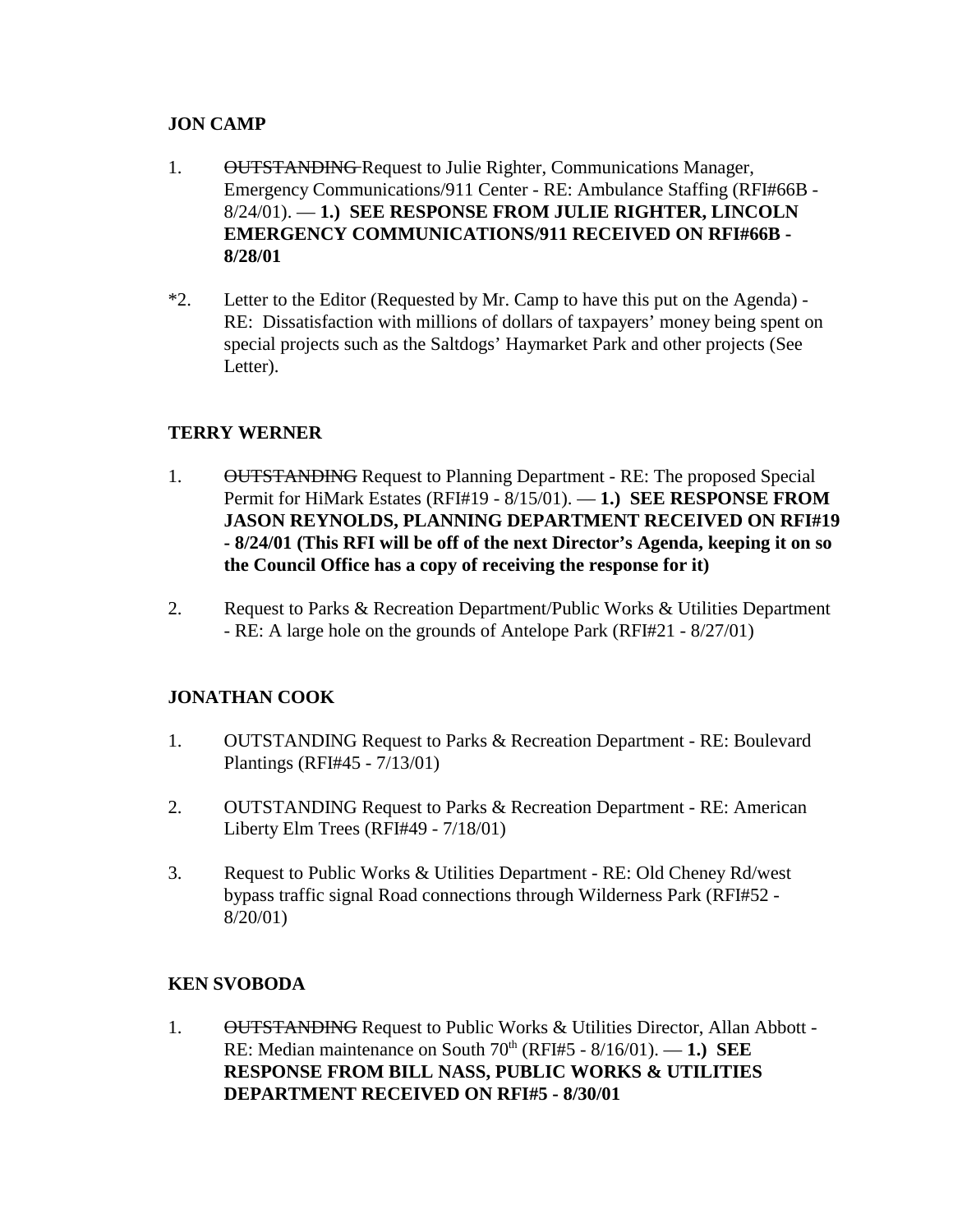**JON CAMP**

1. ~~OUTSTANDING~~ Request to Julie Righter, Communications Manager, Emergency Communications/911 Center - RE: Ambulance Staffing (RFI#66B - 8/24/01). — **1.) SEE RESPONSE FROM JULIE RIGHTER, LINCOLN EMERGENCY COMMUNICATIONS/911 RECEIVED ON RFI#66B - 8/28/01**

*2. Letter to the Editor (Requested by Mr. Camp to have this put on the Agenda) - RE: Dissatisfaction with millions of dollars of taxpayers' money being spent on special projects such as the Saltdogs' Haymarket Park and other projects (See Letter).

**TERRY WERNER**

1. ~~OUTSTANDING~~ Request to Planning Department - RE: The proposed Special Permit for HiMark Estates (RFI#19 - 8/15/01). — **1.) SEE RESPONSE FROM JASON REYNOLDS, PLANNING DEPARTMENT RECEIVED ON RFI#19 - 8/24/01 (This RFI will be off of the next Director's Agenda, keeping it on so the Council Office has a copy of receiving the response for it)**

2. Request to Parks & Recreation Department/Public Works & Utilities Department - RE: A large hole on the grounds of Antelope Park (RFI#21 - 8/27/01)

**JONATHAN COOK**

1. OUTSTANDING Request to Parks & Recreation Department - RE: Boulevard Plantings (RFI#45 - 7/13/01)

2. OUTSTANDING Request to Parks & Recreation Department - RE: American Liberty Elm Trees (RFI#49 - 7/18/01)

3. Request to Public Works & Utilities Department - RE: Old Cheney Rd/west bypass traffic signal Road connections through Wilderness Park (RFI#52 - 8/20/01)

**KEN SVOBODA**

1. ~~OUTSTANDING~~ Request to Public Works & Utilities Director, Allan Abbott - RE: Median maintenance on South 70th (RFI#5 - 8/16/01). — **1.) SEE RESPONSE FROM BILL NASS, PUBLIC WORKS & UTILITIES DEPARTMENT RECEIVED ON RFI#5 - 8/30/01**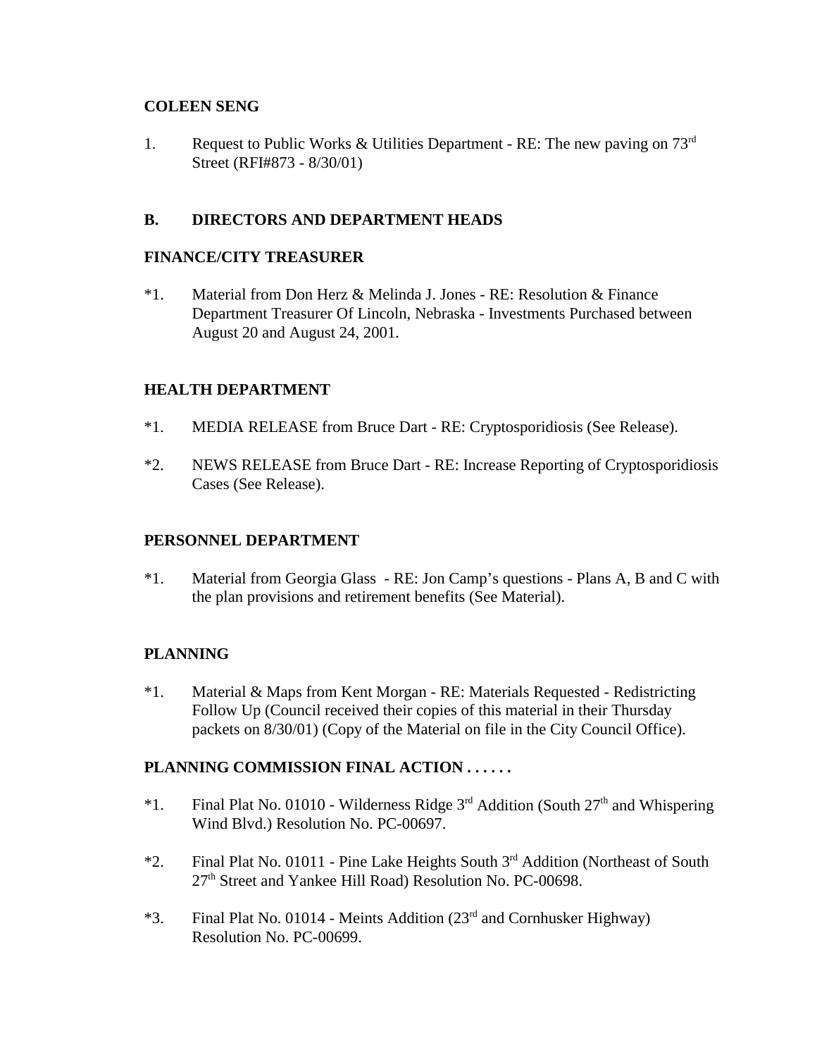**COLEEN SENG**

1. Request to Public Works & Utilities Department - RE: The new paving on 73rd Street (RFI#873 - 8/30/01)

## B. DIRECTORS AND DEPARTMENT HEADS

**FINANCE/CITY TREASURER**

*1. Material from Don Herz & Melinda J. Jones - RE: Resolution & Finance Department Treasurer Of Lincoln, Nebraska - Investments Purchased between August 20 and August 24, 2001.

**HEALTH DEPARTMENT**

*1. MEDIA RELEASE from Bruce Dart - RE: Cryptosporidiosis (See Release).

*2. NEWS RELEASE from Bruce Dart - RE: Increase Reporting of Cryptosporidiosis Cases (See Release).

**PERSONNEL DEPARTMENT**

*1. Material from Georgia Glass - RE: Jon Camp's questions - Plans A, B and C with the plan provisions and retirement benefits (See Material).

**PLANNING**

*1. Material & Maps from Kent Morgan - RE: Materials Requested - Redistricting Follow Up (Council received their copies of this material in their Thursday packets on 8/30/01) (Copy of the Material on file in the City Council Office).

**PLANNING COMMISSION FINAL ACTION . . . . . .**

*1. Final Plat No. 01010 - Wilderness Ridge 3rd Addition (South 27th and Whispering Wind Blvd.) Resolution No. PC-00697.

*2. Final Plat No. 01011 - Pine Lake Heights South 3rd Addition (Northeast of South 27th Street and Yankee Hill Road) Resolution No. PC-00698.

*3. Final Plat No. 01014 - Meints Addition (23rd and Cornhusker Highway) Resolution No. PC-00699.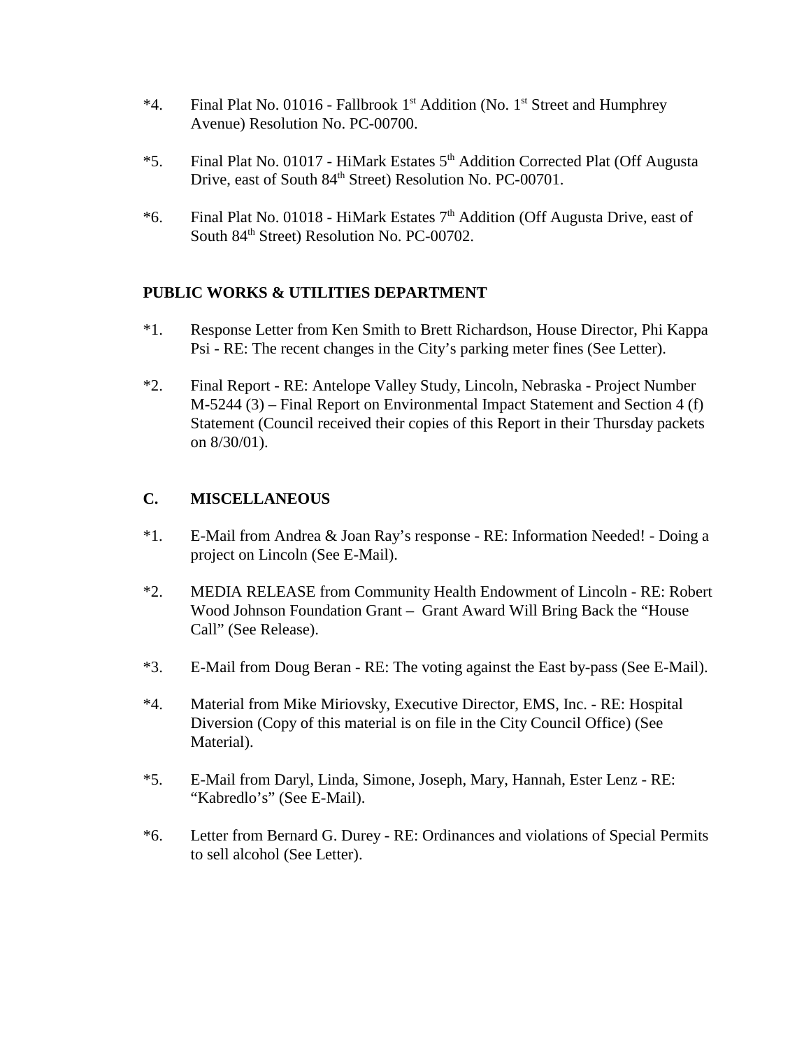*4. Final Plat No. 01016 - Fallbrook 1st Addition (No. 1st Street and Humphrey Avenue) Resolution No. PC-00700.

*5. Final Plat No. 01017 - HiMark Estates 5th Addition Corrected Plat (Off Augusta Drive, east of South 84th Street) Resolution No. PC-00701.

*6. Final Plat No. 01018 - HiMark Estates 7th Addition (Off Augusta Drive, east of South 84th Street) Resolution No. PC-00702.

**PUBLIC WORKS & UTILITIES DEPARTMENT**

*1. Response Letter from Ken Smith to Brett Richardson, House Director, Phi Kappa Psi - RE: The recent changes in the City's parking meter fines (See Letter).

*2. Final Report - RE: Antelope Valley Study, Lincoln, Nebraska - Project Number M-5244 (3) – Final Report on Environmental Impact Statement and Section 4 (f) Statement (Council received their copies of this Report in their Thursday packets on 8/30/01).

**C. MISCELLANEOUS**

*1. E-Mail from Andrea & Joan Ray's response - RE: Information Needed! - Doing a project on Lincoln (See E-Mail).

*2. MEDIA RELEASE from Community Health Endowment of Lincoln - RE: Robert Wood Johnson Foundation Grant – Grant Award Will Bring Back the "House Call" (See Release).

*3. E-Mail from Doug Beran - RE: The voting against the East by-pass (See E-Mail).

*4. Material from Mike Miriovsky, Executive Director, EMS, Inc. - RE: Hospital Diversion (Copy of this material is on file in the City Council Office) (See Material).

*5. E-Mail from Daryl, Linda, Simone, Joseph, Mary, Hannah, Ester Lenz - RE: "Kabredlo's" (See E-Mail).

*6. Letter from Bernard G. Durey - RE: Ordinances and violations of Special Permits to sell alcohol (See Letter).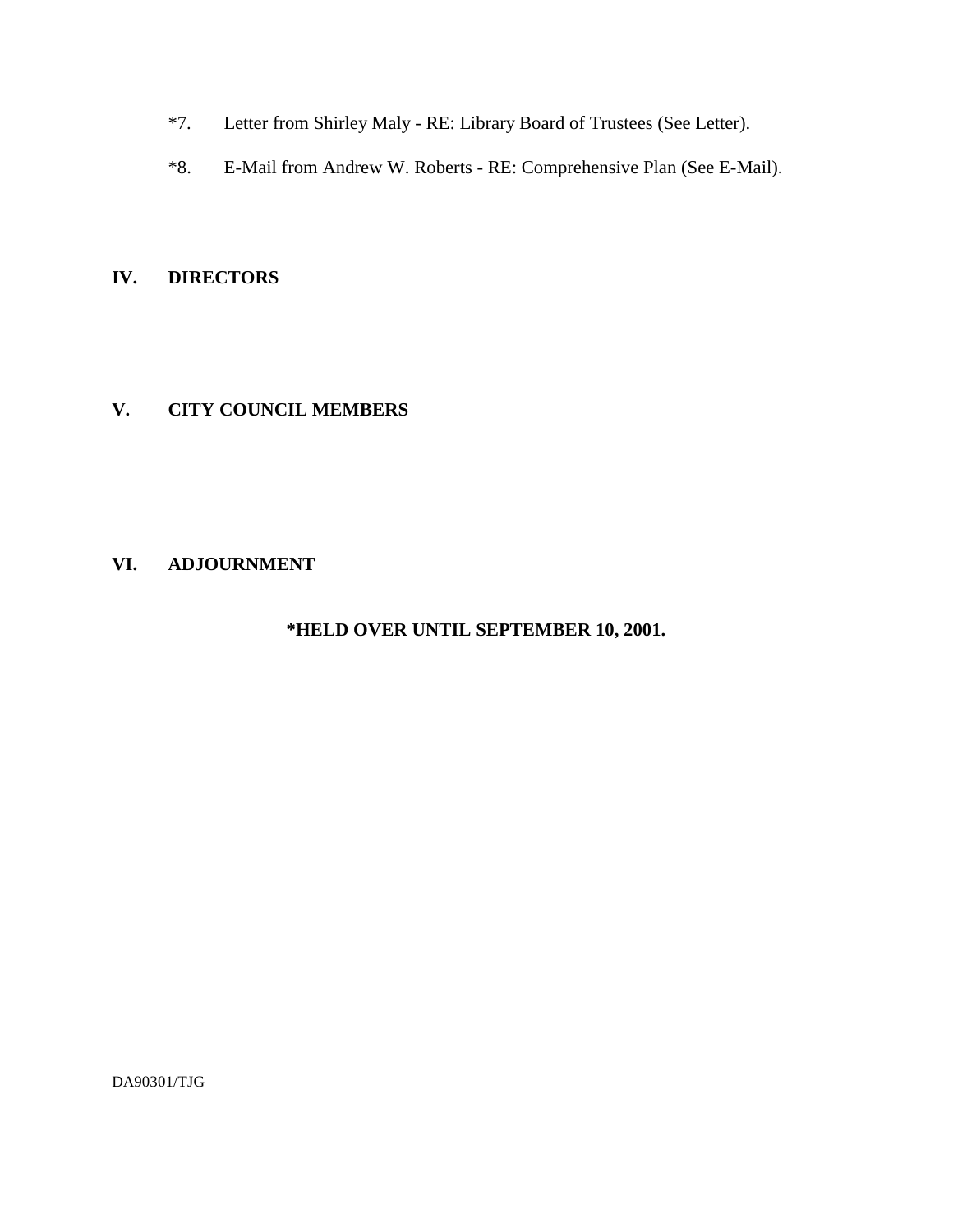*7. Letter from Shirley Maly - RE: Library Board of Trustees (See Letter).

*8. E-Mail from Andrew W. Roberts - RE: Comprehensive Plan (See E-Mail).

## IV. DIRECTORS

## V. CITY COUNCIL MEMBERS

## VI. ADJOURNMENT

**\*HELD OVER UNTIL SEPTEMBER 10, 2001.**

DA90301/TJG